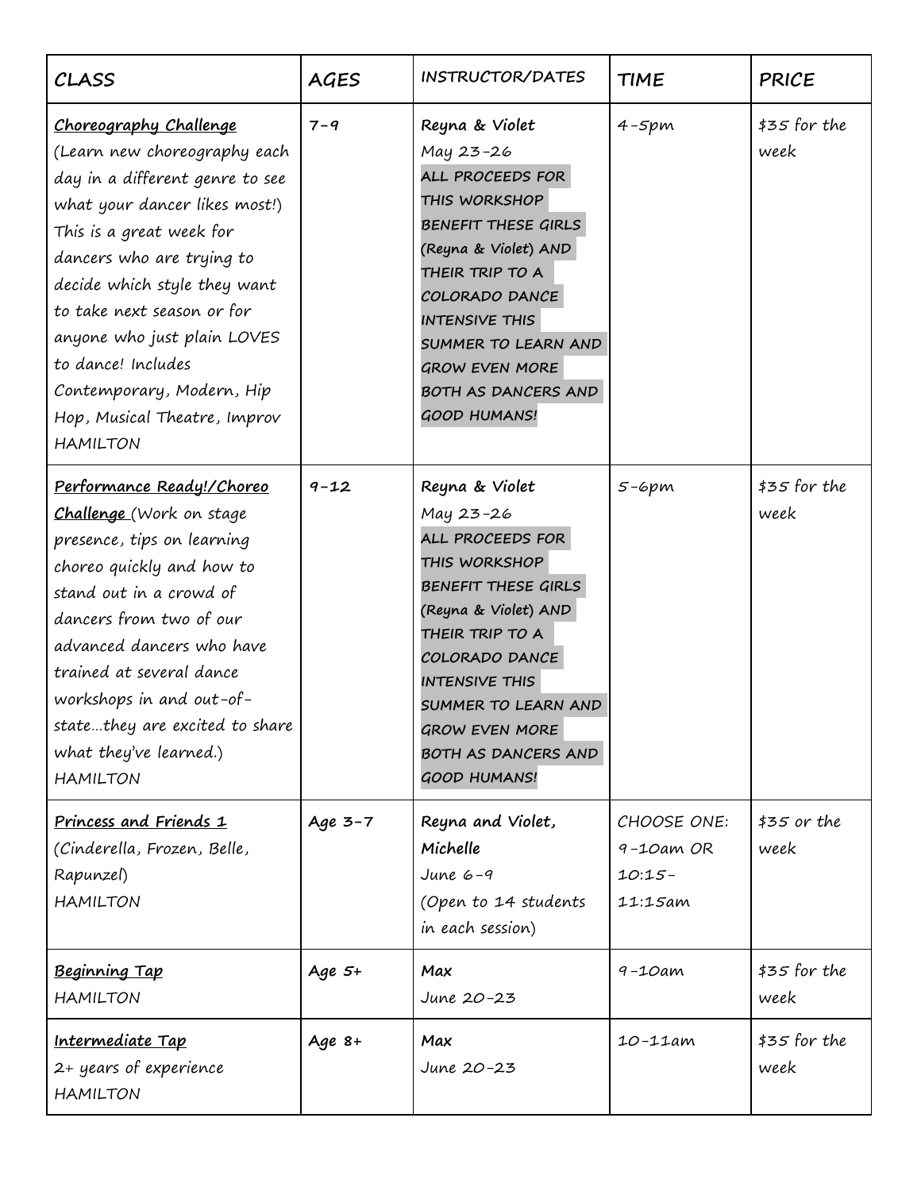| CLASS | AGES | INSTRUCTOR/DATES | TIME | PRICE |
|---|---|---|---|---|
| **Choreography Challenge** (Learn new choreography each day in a different genre to see what your dancer likes most!) This is a great week for dancers who are trying to decide which style they want to take next season or for anyone who just plain LOVES to dance! Includes Contemporary, Modern, Hip Hop, Musical Theatre, Improv HAMILTON | 7-9 | **Reyna & Violet** May 23-26 **ALL PROCEEDS FOR THIS WORKSHOP BENEFIT THESE GIRLS (Reyna & Violet) AND THEIR TRIP TO A COLORADO DANCE INTENSIVE THIS SUMMER TO LEARN AND GROW EVEN MORE BOTH AS DANCERS AND GOOD HUMANS!** | 4-5pm | $35 for the week |
| **Performance Ready!/Choreo Challenge** (Work on stage presence, tips on learning choreo quickly and how to stand out in a crowd of dancers from two of our advanced dancers who have trained at several dance workshops in and out-of-state…they are excited to share what they've learned.) HAMILTON | 9-12 | **Reyna & Violet** May 23-26 **ALL PROCEEDS FOR THIS WORKSHOP BENEFIT THESE GIRLS (Reyna & Violet) AND THEIR TRIP TO A COLORADO DANCE INTENSIVE THIS SUMMER TO LEARN AND GROW EVEN MORE BOTH AS DANCERS AND GOOD HUMANS!** | 5-6pm | $35 for the week |
| **Princess and Friends 1** (Cinderella, Frozen, Belle, Rapunzel) HAMILTON | Age 3-7 | **Reyna and Violet, Michelle** June 6-9 (Open to 14 students in each session) | CHOOSE ONE: 9-10am OR 10:15-11:15am | $35 or the week |
| **Beginning Tap** HAMILTON | Age 5+ | **Max** June 20-23 | 9-10am | $35 for the week |
| **Intermediate Tap** 2+ years of experience HAMILTON | Age 8+ | **Max** June 20-23 | 10-11am | $35 for the week |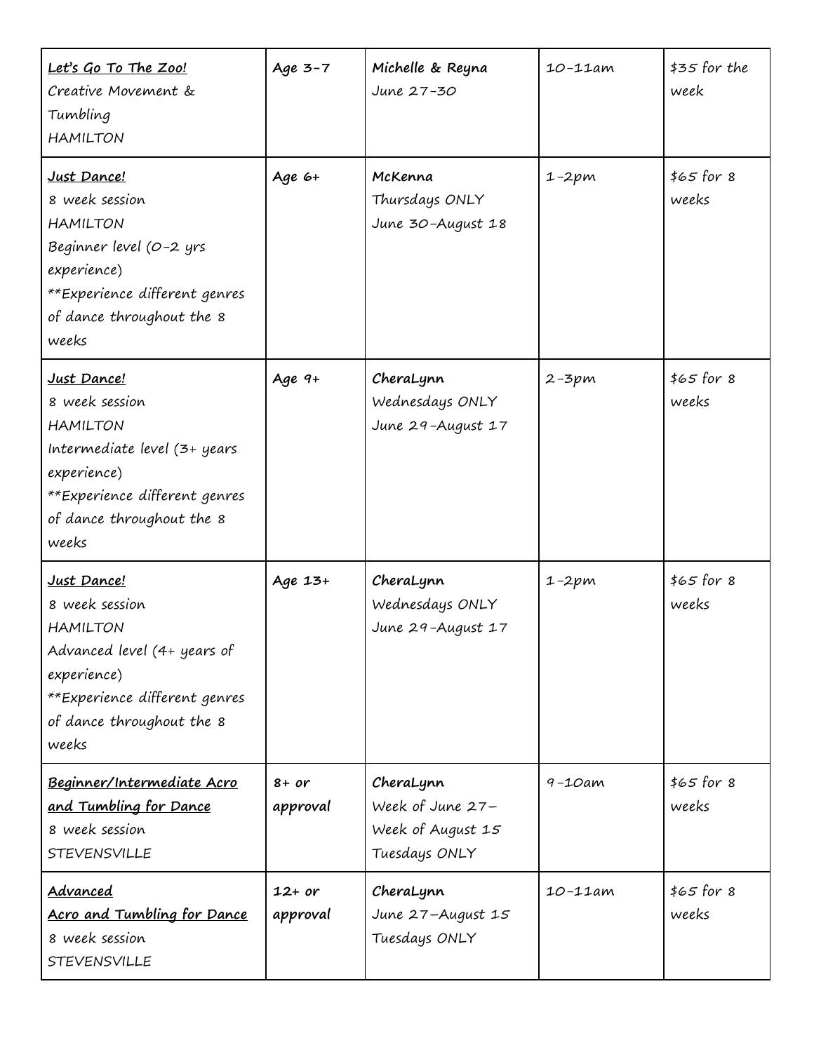| <u>**Let's Go To The Zoo!**</u><br>Creative Movement & Tumbling<br>HAMILTON | **Age 3-7** | **Michelle & Reyna**<br>June 27-30 | 10-11am | $35 for the week |
|---|---|---|---|---|
| <u>**Just Dance!**</u><br>8 week session<br>HAMILTON<br>Beginner level (0-2 yrs experience)<br>**Experience different genres of dance throughout the 8 weeks | **Age 6+** | **McKenna**<br>Thursdays ONLY<br>June 30-August 18 | 1-2pm | $65 for 8 weeks |
| <u>**Just Dance!**</u><br>8 week session<br>HAMILTON<br>Intermediate level (3+ years experience)<br>**Experience different genres of dance throughout the 8 weeks | **Age 9+** | **CheraLynn**<br>Wednesdays ONLY<br>June 29-August 17 | 2-3pm | $65 for 8 weeks |
| <u>**Just Dance!**</u><br>8 week session<br>HAMILTON<br>Advanced level (4+ years of experience)<br>**Experience different genres of dance throughout the 8 weeks | **Age 13+** | **CheraLynn**<br>Wednesdays ONLY<br>June 29-August 17 | 1-2pm | $65 for 8 weeks |
| <u>**Beginner/Intermediate Acro and Tumbling for Dance**</u><br>8 week session<br>STEVENSVILLE | **8+ or approval** | **CheraLynn**<br>Week of June 27–Week of August 15<br>Tuesdays ONLY | 9-10am | $65 for 8 weeks |
| <u>**Advanced Acro and Tumbling for Dance**</u><br>8 week session<br>STEVENSVILLE | **12+ or approval** | **CheraLynn**<br>June 27–August 15<br>Tuesdays ONLY | 10-11am | $65 for 8 weeks |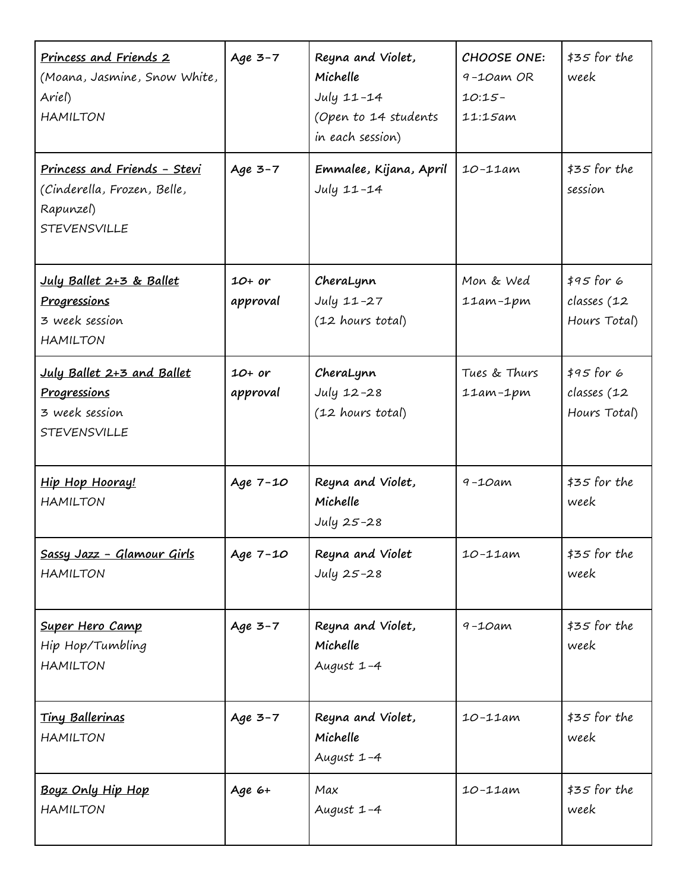| | | | | |
|---|---|---|---|---|
| <u>**Princess and Friends 2**</u><br>(Moana, Jasmine, Snow White, Ariel)<br>HAMILTON | **Age 3-7** | **Reyna and Violet, Michelle**<br>July 11-14<br>(Open to 14 students in each session) | **CHOOSE ONE:**<br>9-10am OR 10:15-11:15am | $35 for the week |
| <u>**Princess and Friends - Stevi**</u><br>(Cinderella, Frozen, Belle, Rapunzel)<br>STEVENSVILLE | **Age 3-7** | **Emmalee, Kijana, April**<br>July 11-14 | 10-11am | $35 for the session |
| <u>**July Ballet 2+3 & Ballet Progressions**</u><br>3 week session<br>HAMILTON | **10+ or approval** | **CheraLynn**<br>July 11-27<br>(12 hours total) | Mon & Wed<br>11am-1pm | $95 for 6 classes (12 Hours Total) |
| <u>**July Ballet 2+3 and Ballet Progressions**</u><br>3 week session<br>STEVENSVILLE | **10+ or approval** | **CheraLynn**<br>July 12-28<br>(12 hours total) | Tues & Thurs<br>11am-1pm | $95 for 6 classes (12 Hours Total) |
| <u>**Hip Hop Hooray!**</u><br>HAMILTON | **Age 7-10** | **Reyna and Violet, Michelle**<br>July 25-28 | 9-10am | $35 for the week |
| <u>**Sassy Jazz - Glamour Girls**</u><br>HAMILTON | **Age 7-10** | **Reyna and Violet**<br>July 25-28 | 10-11am | $35 for the week |
| <u>**Super Hero Camp**</u><br>Hip Hop/Tumbling<br>HAMILTON | **Age 3-7** | **Reyna and Violet, Michelle**<br>August 1-4 | 9-10am | $35 for the week |
| <u>**Tiny Ballerinas**</u><br>HAMILTON | **Age 3-7** | **Reyna and Violet, Michelle**<br>August 1-4 | 10-11am | $35 for the week |
| <u>**Boyz Only Hip Hop**</u><br>HAMILTON | **Age 6+** | Max<br>August 1-4 | 10-11am | $35 for the week |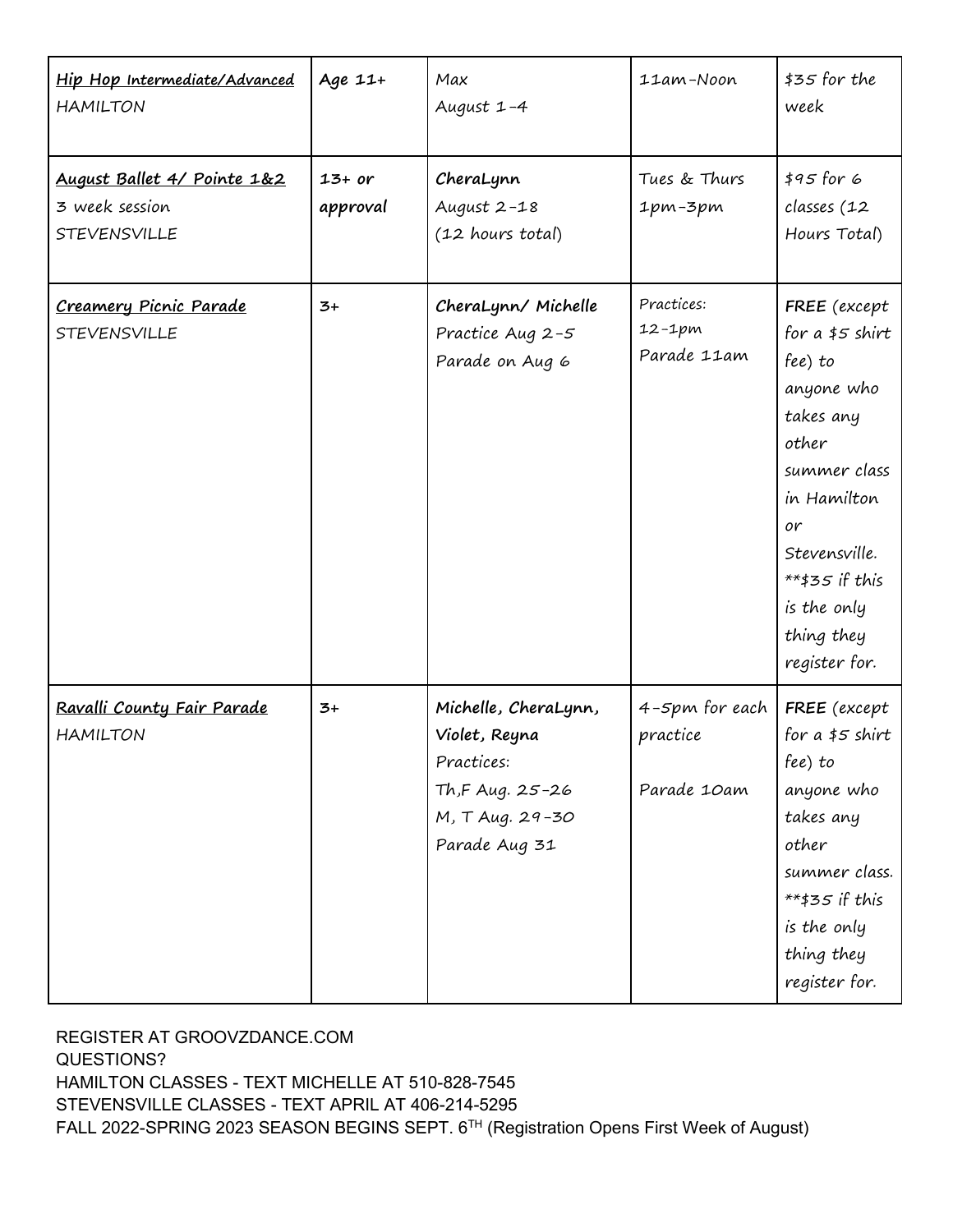| | | | | |
|---|---|---|---|---|
| **Hip Hop Intermediate/Advanced**<br>HAMILTON | **Age 11+** | Max<br>August 1-4 | 11am-Noon | $35 for the week |
| **August Ballet 4/ Pointe 1&2**<br>3 week session<br>STEVENSVILLE | **13+ or approval** | **CheraLynn**<br>August 2-18<br>(12 hours total) | Tues & Thurs<br>1pm-3pm | $95 for 6 classes (12 Hours Total) |
| **Creamery Picnic Parade**<br>STEVENSVILLE | **3+** | **CheraLynn/ Michelle**<br>Practice Aug 2-5<br>Parade on Aug 6 | Practices:<br>12-1pm<br>Parade 11am | **FREE** (except for a $5 shirt fee) to anyone who takes any other summer class in Hamilton or Stevensville. **$35 if this is the only thing they register for. |
| **Ravalli County Fair Parade**<br>HAMILTON | **3+** | **Michelle, CheraLynn, Violet, Reyna**<br>Practices:<br>Th,F Aug. 25-26<br>M, T Aug. 29-30<br>Parade Aug 31 | 4-5pm for each practice<br><br>Parade 10am | **FREE** (except for a $5 shirt fee) to anyone who takes any other summer class. **$35 if this is the only thing they register for. |

REGISTER AT GROOVZDANCE.COM
QUESTIONS?
HAMILTON CLASSES - TEXT MICHELLE AT 510-828-7545
STEVENSVILLE CLASSES - TEXT APRIL AT 406-214-5295
FALL 2022-SPRING 2023 SEASON BEGINS SEPT. 6TH (Registration Opens First Week of August)